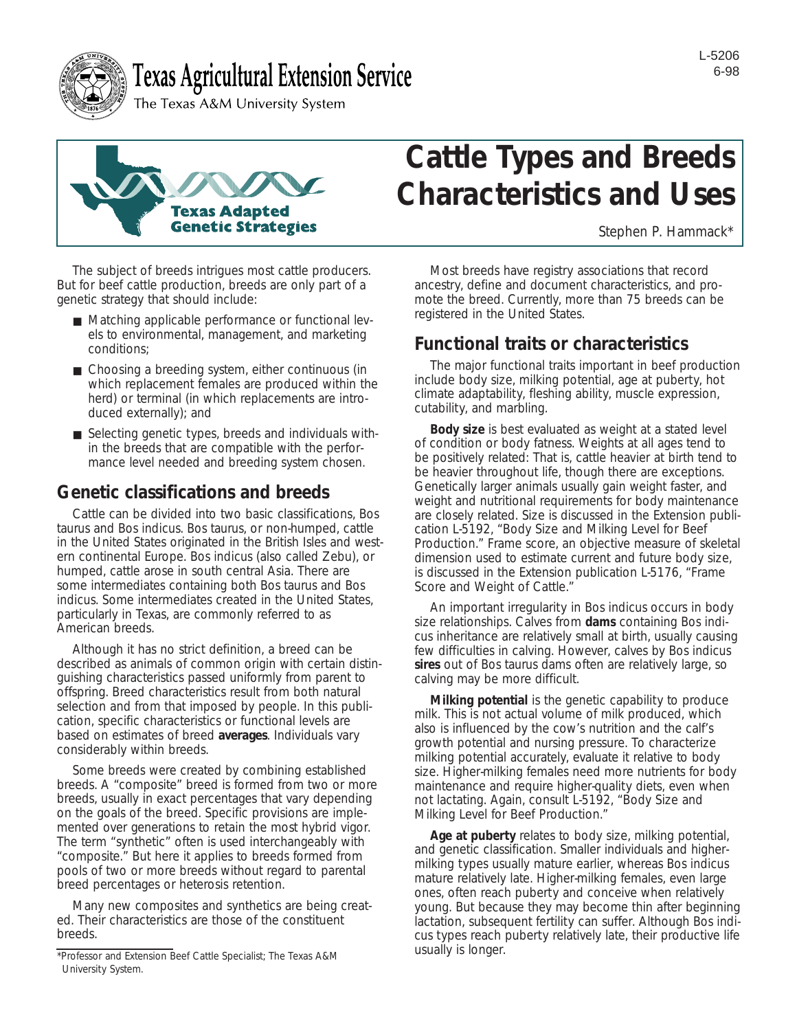Texas Agricultural Extension Service

The Texas A&M University System

L-5206
6-98

Texas Adapted Genetic Strategies

# Cattle Types and Breeds Characteristics and Uses

Stephen P. Hammack*

The subject of breeds intrigues most cattle producers. But for beef cattle production, breeds are only part of a genetic strategy that should include:

- Matching applicable performance or functional levels to environmental, management, and marketing conditions;
- Choosing a breeding system, either continuous (in which replacement females are produced within the herd) or terminal (in which replacements are introduced externally); and
- Selecting genetic types, breeds and individuals within the breeds that are compatible with the performance level needed and breeding system chosen.

## Genetic classifications and breeds

Cattle can be divided into two basic classifications, Bos taurus and Bos indicus. Bos taurus, or non-humped, cattle in the United States originated in the British Isles and western continental Europe. Bos indicus (also called Zebu), or humped, cattle arose in south central Asia. There are some intermediates containing both Bos taurus and Bos indicus. Some intermediates created in the United States, particularly in Texas, are commonly referred to as American breeds.

Although it has no strict definition, a breed can be described as animals of common origin with certain distinguishing characteristics passed uniformly from parent to offspring. Breed characteristics result from both natural selection and from that imposed by people. In this publication, specific characteristics or functional levels are based on estimates of breed **averages**. Individuals vary considerably within breeds.

Some breeds were created by combining established breeds. A "composite" breed is formed from two or more breeds, usually in exact percentages that vary depending on the goals of the breed. Specific provisions are implemented over generations to retain the most hybrid vigor. The term "synthetic" often is used interchangeably with "composite." But here it applies to breeds formed from pools of two or more breeds without regard to parental breed percentages or heterosis retention.

Many new composites and synthetics are being created. Their characteristics are those of the constituent breeds.

Most breeds have registry associations that record ancestry, define and document characteristics, and promote the breed. Currently, more than 75 breeds can be registered in the United States.

## Functional traits or characteristics

The major functional traits important in beef production include body size, milking potential, age at puberty, hot climate adaptability, fleshing ability, muscle expression, cutability, and marbling.

**Body size** is best evaluated as weight at a stated level of condition or body fatness. Weights at all ages tend to be positively related: That is, cattle heavier at birth tend to be heavier throughout life, though there are exceptions. Genetically larger animals usually gain weight faster, and weight and nutritional requirements for body maintenance are closely related. Size is discussed in the Extension publication L-5192, "Body Size and Milking Level for Beef Production." Frame score, an objective measure of skeletal dimension used to estimate current and future body size, is discussed in the Extension publication L-5176, "Frame Score and Weight of Cattle."

An important irregularity in Bos indicus occurs in body size relationships. Calves from **dams** containing Bos indicus inheritance are relatively small at birth, usually causing few difficulties in calving. However, calves by Bos indicus **sires** out of Bos taurus dams often are relatively large, so calving may be more difficult.

**Milking potential** is the genetic capability to produce milk. This is not actual volume of milk produced, which also is influenced by the cow's nutrition and the calf's growth potential and nursing pressure. To characterize milking potential accurately, evaluate it relative to body size. Higher-milking females need more nutrients for body maintenance and require higher-quality diets, even when not lactating. Again, consult L-5192, "Body Size and Milking Level for Beef Production."

**Age at puberty** relates to body size, milking potential, and genetic classification. Smaller individuals and higher-milking types usually mature earlier, whereas Bos indicus mature relatively late. Higher-milking females, even large ones, often reach puberty and conceive when relatively young. But because they may become thin after beginning lactation, subsequent fertility can suffer. Although Bos indicus types reach puberty relatively late, their productive life usually is longer.

*Professor and Extension Beef Cattle Specialist; The Texas A&M University System.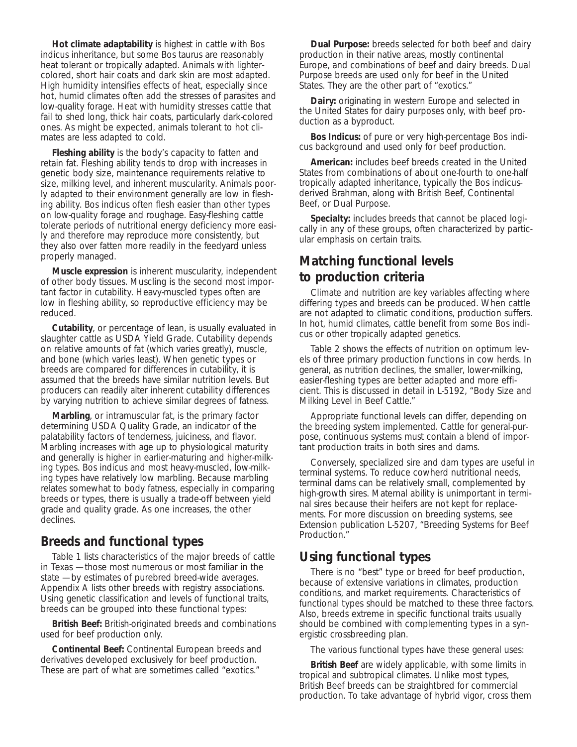**Hot climate adaptability** is highest in cattle with Bos indicus inheritance, but some Bos taurus are reasonably heat tolerant or tropically adapted. Animals with lighter-colored, short hair coats and dark skin are most adapted. High humidity intensifies effects of heat, especially since hot, humid climates often add the stresses of parasites and low-quality forage. Heat with humidity stresses cattle that fail to shed long, thick hair coats, particularly dark-colored ones. As might be expected, animals tolerant to hot climates are less adapted to cold.

**Fleshing ability** is the body's capacity to fatten and retain fat. Fleshing ability tends to drop with increases in genetic body size, maintenance requirements relative to size, milking level, and inherent muscularity. Animals poorly adapted to their environment generally are low in fleshing ability. Bos indicus often flesh easier than other types on low-quality forage and roughage. Easy-fleshing cattle tolerate periods of nutritional energy deficiency more easily and therefore may reproduce more consistently, but they also over fatten more readily in the feedyard unless properly managed.

**Muscle expression** is inherent muscularity, independent of other body tissues. Muscling is the second most important factor in cutability. Heavy-muscled types often are low in fleshing ability, so reproductive efficiency may be reduced.

**Cutability**, or percentage of lean, is usually evaluated in slaughter cattle as USDA Yield Grade. Cutability depends on relative amounts of fat (which varies greatly), muscle, and bone (which varies least). When genetic types or breeds are compared for differences in cutability, it is assumed that the breeds have similar nutrition levels. But producers can readily alter inherent cutability differences by varying nutrition to achieve similar degrees of fatness.

**Marbling**, or intramuscular fat, is the primary factor determining USDA Quality Grade, an indicator of the palatability factors of tenderness, juiciness, and flavor. Marbling increases with age up to physiological maturity and generally is higher in earlier-maturing and higher-milking types. Bos indicus and most heavy-muscled, low-milking types have relatively low marbling. Because marbling relates somewhat to body fatness, especially in comparing breeds or types, there is usually a trade-off between yield grade and quality grade. As one increases, the other declines.

## Breeds and functional types

Table 1 lists characteristics of the major breeds of cattle in Texas —those most numerous or most familiar in the state —by estimates of purebred breed-wide averages. Appendix A lists other breeds with registry associations. Using genetic classification and levels of functional traits, breeds can be grouped into these functional types:

**British Beef:** British-originated breeds and combinations used for beef production only.

**Continental Beef:** Continental European breeds and derivatives developed exclusively for beef production. These are part of what are sometimes called "exotics."

**Dual Purpose:** breeds selected for both beef and dairy production in their native areas, mostly continental Europe, and combinations of beef and dairy breeds. Dual Purpose breeds are used only for beef in the United States. They are the other part of "exotics."

**Dairy:** originating in western Europe and selected in the United States for dairy purposes only, with beef production as a byproduct.

**Bos Indicus:** of pure or very high-percentage Bos indicus background and used only for beef production.

**American:** includes beef breeds created in the United States from combinations of about one-fourth to one-half tropically adapted inheritance, typically the Bos indicus-derived Brahman, along with British Beef, Continental Beef, or Dual Purpose.

**Specialty:** includes breeds that cannot be placed logically in any of these groups, often characterized by particular emphasis on certain traits.

## Matching functional levels to production criteria

Climate and nutrition are key variables affecting where differing types and breeds can be produced. When cattle are not adapted to climatic conditions, production suffers. In hot, humid climates, cattle benefit from some Bos indicus or other tropically adapted genetics.

Table 2 shows the effects of nutrition on optimum levels of three primary production functions in cow herds. In general, as nutrition declines, the smaller, lower-milking, easier-fleshing types are better adapted and more efficient. This is discussed in detail in L-5192, "Body Size and Milking Level in Beef Cattle."

Appropriate functional levels can differ, depending on the breeding system implemented. Cattle for general-purpose, continuous systems must contain a blend of important production traits in both sires and dams.

Conversely, specialized sire and dam types are useful in terminal systems. To reduce cowherd nutritional needs, terminal dams can be relatively small, complemented by high-growth sires. Maternal ability is unimportant in terminal sires because their heifers are not kept for replacements. For more discussion on breeding systems, see Extension publication L-5207, "Breeding Systems for Beef Production."

## Using functional types

There is no "best" type or breed for beef production, because of extensive variations in climates, production conditions, and market requirements. Characteristics of functional types should be matched to these three factors. Also, breeds extreme in specific functional traits usually should be combined with complementing types in a synergistic crossbreeding plan.

The various functional types have these general uses:

**British Beef** are widely applicable, with some limits in tropical and subtropical climates. Unlike most types, British Beef breeds can be straightbred for commercial production. To take advantage of hybrid vigor, cross them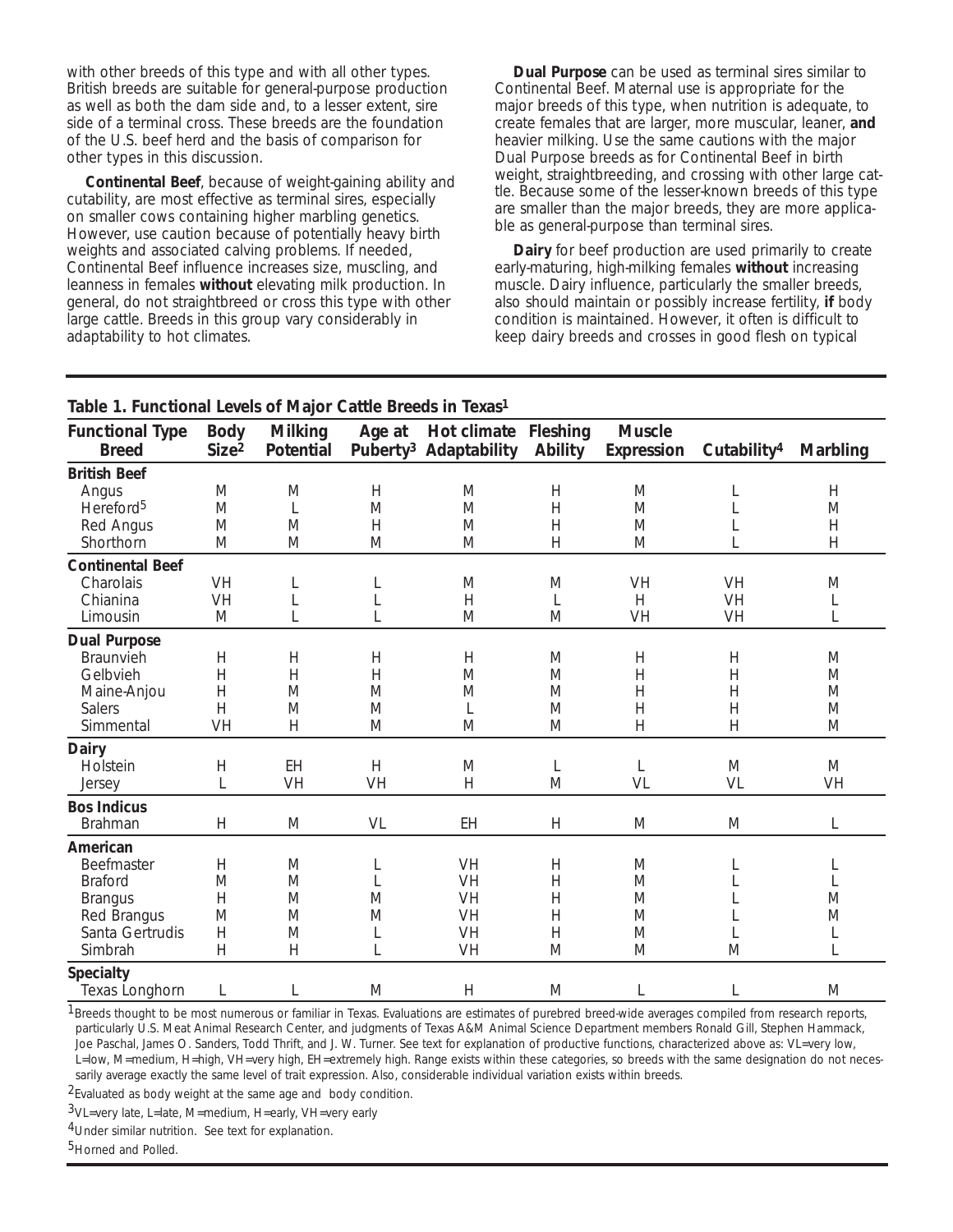with other breeds of this type and with all other types. British breeds are suitable for general-purpose production as well as both the dam side and, to a lesser extent, sire side of a terminal cross. These breeds are the foundation of the U.S. beef herd and the basis of comparison for other types in this discussion.

**Continental Beef**, because of weight-gaining ability and cutability, are most effective as terminal sires, especially on smaller cows containing higher marbling genetics. However, use caution because of potentially heavy birth weights and associated calving problems. If needed, Continental Beef influence increases size, muscling, and leanness in females **without** elevating milk production. In general, do not straightbreed or cross this type with other large cattle. Breeds in this group vary considerably in adaptability to hot climates.

**Dual Purpose** can be used as terminal sires similar to Continental Beef. Maternal use is appropriate for the major breeds of this type, when nutrition is adequate, to create females that are larger, more muscular, leaner, **and** heavier milking. Use the same cautions with the major Dual Purpose breeds as for Continental Beef in birth weight, straightbreeding, and crossing with other large cattle. Because some of the lesser-known breeds of this type are smaller than the major breeds, they are more applicable as general-purpose than terminal sires.

**Dairy** for beef production are used primarily to create early-maturing, high-milking females **without** increasing muscle. Dairy influence, particularly the smaller breeds, also should maintain or possibly increase fertility, **if** body condition is maintained. However, it often is difficult to keep dairy breeds and crosses in good flesh on typical

**Table 1. Functional Levels of Major Cattle Breeds in Texas[1]**

| Functional Type Breed | Body Size[2] | Milking Potential | Age at Puberty[3] | Hot climate Adaptability | Fleshing Ability | Muscle Expression | Cutability[4] | Marbling |
|---|---|---|---|---|---|---|---|---|
| **British Beef** | | | | | | | | |
| Angus | M | M | H | M | H | M | L | H |
| Hereford[5] | M | L | M | M | H | M | L | M |
| Red Angus | M | M | H | M | H | M | L | H |
| Shorthorn | M | M | M | M | H | M | L | H |
| **Continental Beef** | | | | | | | | |
| Charolais | VH | L | L | M | M | VH | VH | M |
| Chianina | VH | L | L | H | L | H | VH | L |
| Limousin | M | L | L | M | M | VH | VH | L |
| **Dual Purpose** | | | | | | | | |
| Braunvieh | H | H | H | H | M | H | H | M |
| Gelbvieh | H | H | H | M | M | H | H | M |
| Maine-Anjou | H | M | M | M | M | H | H | M |
| Salers | H | M | M | L | M | H | H | M |
| Simmental | VH | H | M | M | M | H | H | M |
| **Dairy** | | | | | | | | |
| Holstein | H | EH | H | M | L | L | M | M |
| Jersey | L | VH | VH | H | M | VL | VL | VH |
| **Bos Indicus** | | | | | | | | |
| Brahman | H | M | VL | EH | H | M | M | L |
| **American** | | | | | | | | |
| Beefmaster | H | M | L | VH | H | M | L | L |
| Braford | M | M | L | VH | H | M | L | L |
| Brangus | H | M | M | VH | H | M | L | M |
| Red Brangus | M | M | M | VH | H | M | L | M |
| Santa Gertrudis | H | M | L | VH | H | M | L | L |
| Simbrah | H | H | L | VH | M | M | M | L |
| **Specialty** | | | | | | | | |
| Texas Longhorn | L | L | M | H | M | L | L | M |

[1]Breeds thought to be most numerous or familiar in Texas. Evaluations are estimates of purebred breed-wide averages compiled from research reports, particularly U.S. Meat Animal Research Center, and judgments of Texas A&M Animal Science Department members Ronald Gill, Stephen Hammack, Joe Paschal, James O. Sanders, Todd Thrift, and J. W. Turner. See text for explanation of productive functions, characterized above as: VL=very low, L=low, M=medium, H=high, VH=very high, EH=extremely high. Range exists within these categories, so breeds with the same designation do not necessarily average exactly the same level of trait expression. Also, considerable individual variation exists within breeds.

[2]Evaluated as body weight at the same age and body condition.

[3]VL=very late, L=late, M=medium, H=early, VH=very early

[4]Under similar nutrition. See text for explanation.

[5]Horned and Polled.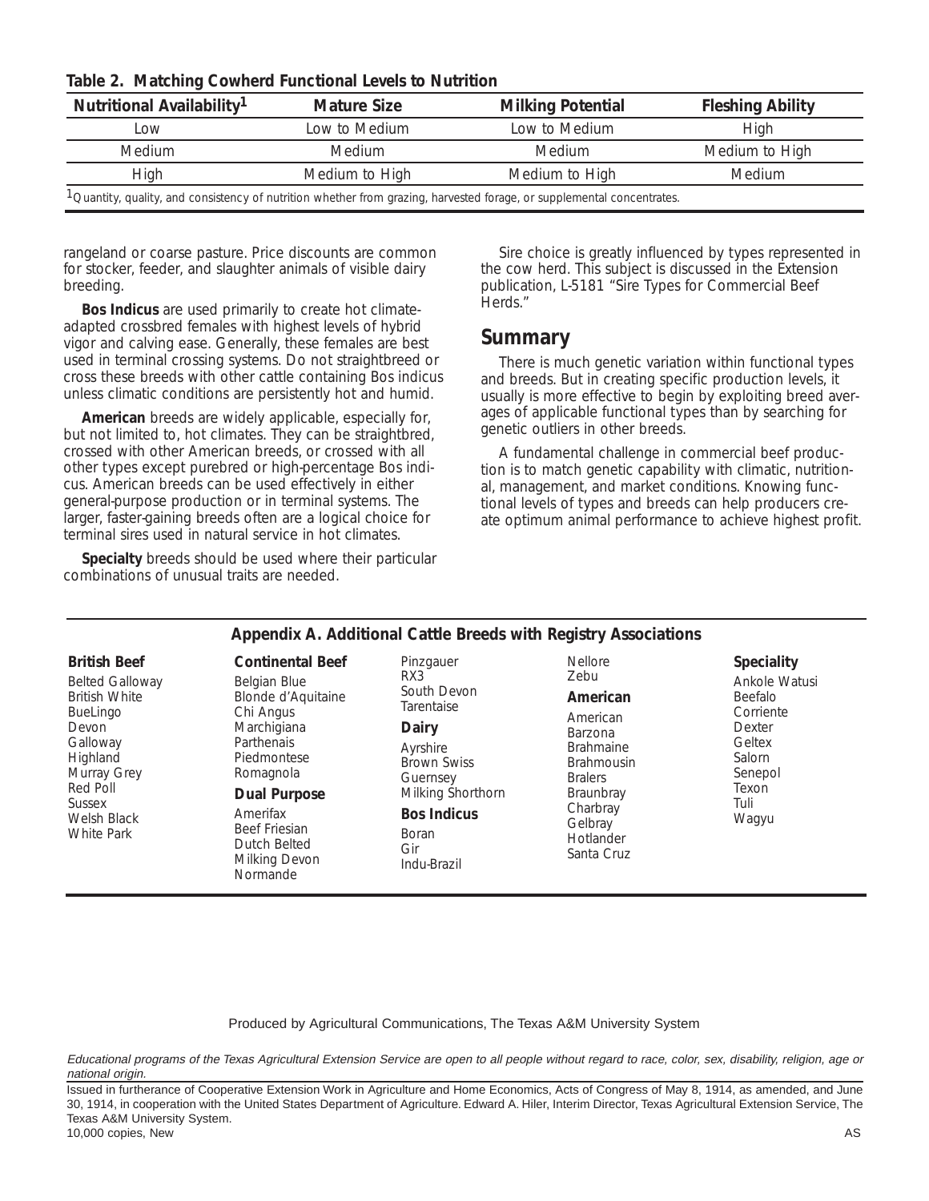**Table 2. Matching Cowherd Functional Levels to Nutrition**

| Nutritional Availability[1] | Mature Size | Milking Potential | Fleshing Ability |
|---|---|---|---|
| Low | Low to Medium | Low to Medium | High |
| Medium | Medium | Medium | Medium to High |
| High | Medium to High | Medium to High | Medium |

[1]Quantity, quality, and consistency of nutrition whether from grazing, harvested forage, or supplemental concentrates.

rangeland or coarse pasture. Price discounts are common for stocker, feeder, and slaughter animals of visible dairy breeding.

**Bos Indicus** are used primarily to create hot climate-adapted crossbred females with highest levels of hybrid vigor and calving ease. Generally, these females are best used in terminal crossing systems. Do not straightbreed or cross these breeds with other cattle containing Bos indicus unless climatic conditions are persistently hot and humid.

**American** breeds are widely applicable, especially for, but not limited to, hot climates. They can be straightbred, crossed with other American breeds, or crossed with all other types except purebred or high-percentage Bos indicus. American breeds can be used effectively in either general-purpose production or in terminal systems. The larger, faster-gaining breeds often are a logical choice for terminal sires used in natural service in hot climates.

**Specialty** breeds should be used where their particular combinations of unusual traits are needed.

Sire choice is greatly influenced by types represented in the cow herd. This subject is discussed in the Extension publication, L-5181 "Sire Types for Commercial Beef Herds."

## Summary

There is much genetic variation within functional types and breeds. But in creating specific production levels, it usually is more effective to begin by exploiting breed averages of applicable functional types than by searching for genetic outliers in other breeds.

A fundamental challenge in commercial beef production is to match genetic capability with climatic, nutritional, management, and market conditions. Knowing functional levels of types and breeds can help producers create optimum animal performance to achieve highest profit.

### Appendix A. Additional Cattle Breeds with Registry Associations

**British Beef**
- Belted Galloway
- British White
- BueLingo
- Devon
- Galloway
- Highland
- Murray Grey
- Red Poll
- Sussex
- Welsh Black
- White Park

**Continental Beef**
- Belgian Blue
- Blonde d'Aquitaine
- Chi Angus
- Marchigiana
- Parthenais
- Piedmontese
- Romagnola
- Pinzgauer
- RX3
- South Devon
- Tarentaise

**Dual Purpose**
- Amerifax
- Beef Friesian
- Dutch Belted
- Milking Devon
- Normande

**Dairy**
- Ayrshire
- Brown Swiss
- Guernsey
- Milking Shorthorn

**Bos Indicus**
- Boran
- Gir
- Indu-Brazil
- Nellore
- Zebu

**American**
- American
- Barzona
- Brahmaine
- Brahmousin
- Bralers
- Braunbray
- Charbray
- Gelbray
- Hotlander
- Santa Cruz

**Speciality**
- Ankole Watusi
- Beefalo
- Corriente
- Dexter
- Geltex
- Salorn
- Senepol
- Texon
- Tuli
- Wagyu

Produced by Agricultural Communications, The Texas A&M University System

*Educational programs of the Texas Agricultural Extension Service are open to all people without regard to race, color, sex, disability, religion, age or national origin.*

Issued in furtherance of Cooperative Extension Work in Agriculture and Home Economics, Acts of Congress of May 8, 1914, as amended, and June 30, 1914, in cooperation with the United States Department of Agriculture. Edward A. Hiler, Interim Director, Texas Agricultural Extension Service, The Texas A&M University System.

10,000 copies, New AS